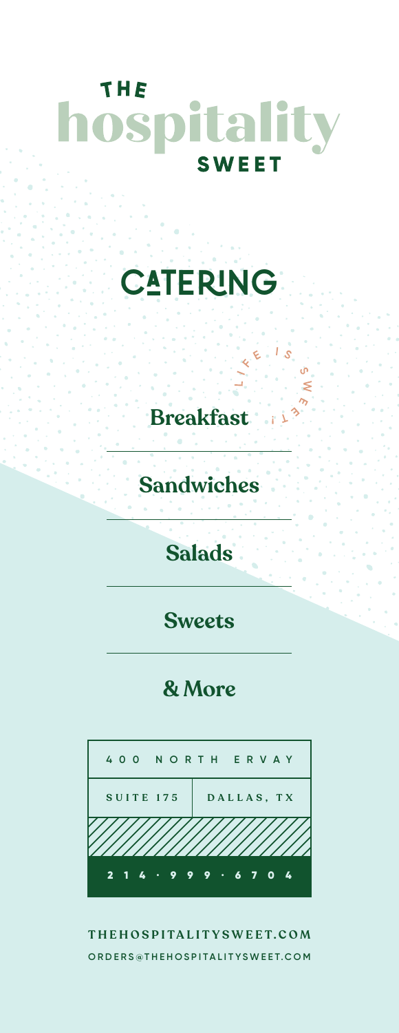# THE hospitality SWEET

## CATERING

LIFE IS SWEET

**Breakfast**

**Sandwiches**

**Salads**

**Sweets**

**& More**

| 400 NORTH ERVAY | |
|---|---|
| SUITE 175 | DALLAS, TX |
| 214 · 999 · 6704 | |

THEHOSPITALITYSWEET.COM

ORDERS@THEHOSPITALITYSWEET.COM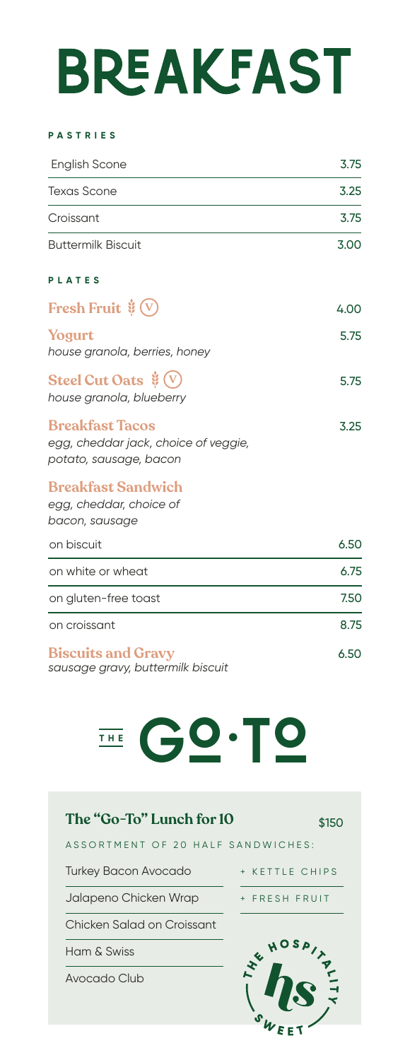# BREAKFAST

## PASTRIES

| Item | Price |
|---|---|
| English Scone | 3.75 |
| Texas Scone | 3.25 |
| Croissant | 3.75 |
| Buttermilk Biscuit | 3.00 |

## PLATES

**Fresh Fruit** (V) — 4.00

**Yogurt** — 5.75
*house granola, berries, honey*

**Steel Cut Oats** (V) — 5.75
*house granola, blueberry*

**Breakfast Tacos** — 3.25
*egg, cheddar jack, choice of veggie, potato, sausage, bacon*

**Breakfast Sandwich**
*egg, cheddar, choice of bacon, sausage*

| Option | Price |
|---|---|
| on biscuit | 6.50 |
| on white or wheat | 6.75 |
| on gluten-free toast | 7.50 |
| on croissant | 8.75 |

**Biscuits and Gravy** — 6.50
*sausage gravy, buttermilk biscuit*

# THE GO·TO

## The "Go-To" Lunch for 10 — $150

ASSORTMENT OF 20 HALF SANDWICHES:

- Turkey Bacon Avocado
- Jalapeno Chicken Wrap
- Chicken Salad on Croissant
- Ham & Swiss
- Avocado Club

+ KETTLE CHIPS
+ FRESH FRUIT

THE HOSPITALITY SWEET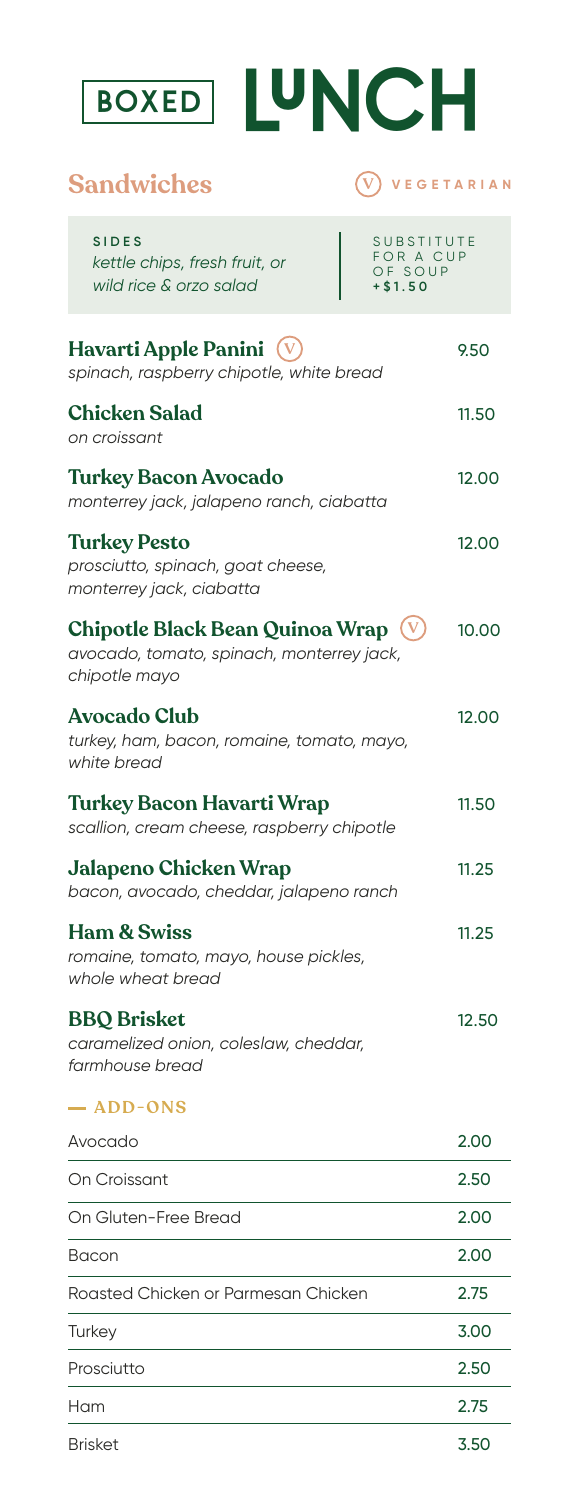# BOXED LUNCH

## Sandwiches

(V) VEGETARIAN

**SIDES**
*kettle chips, fresh fruit, or wild rice & orzo salad*

SUBSTITUTE FOR A CUP OF SOUP +$1.50

**Havarti Apple Panini** (V) — 9.50
*spinach, raspberry chipotle, white bread*

**Chicken Salad** — 11.50
*on croissant*

**Turkey Bacon Avocado** — 12.00
*monterrey jack, jalapeno ranch, ciabatta*

**Turkey Pesto** — 12.00
*prosciutto, spinach, goat cheese, monterrey jack, ciabatta*

**Chipotle Black Bean Quinoa Wrap** (V) — 10.00
*avocado, tomato, spinach, monterrey jack, chipotle mayo*

**Avocado Club** — 12.00
*turkey, ham, bacon, romaine, tomato, mayo, white bread*

**Turkey Bacon Havarti Wrap** — 11.50
*scallion, cream cheese, raspberry chipotle*

**Jalapeno Chicken Wrap** — 11.25
*bacon, avocado, cheddar, jalapeno ranch*

**Ham & Swiss** — 11.25
*romaine, tomato, mayo, house pickles, whole wheat bread*

**BBQ Brisket** — 12.50
*caramelized onion, coleslaw, cheddar, farmhouse bread*

### ADD-ONS

| Item | Price |
|---|---|
| Avocado | 2.00 |
| On Croissant | 2.50 |
| On Gluten-Free Bread | 2.00 |
| Bacon | 2.00 |
| Roasted Chicken or Parmesan Chicken | 2.75 |
| Turkey | 3.00 |
| Prosciutto | 2.50 |
| Ham | 2.75 |
| Brisket | 3.50 |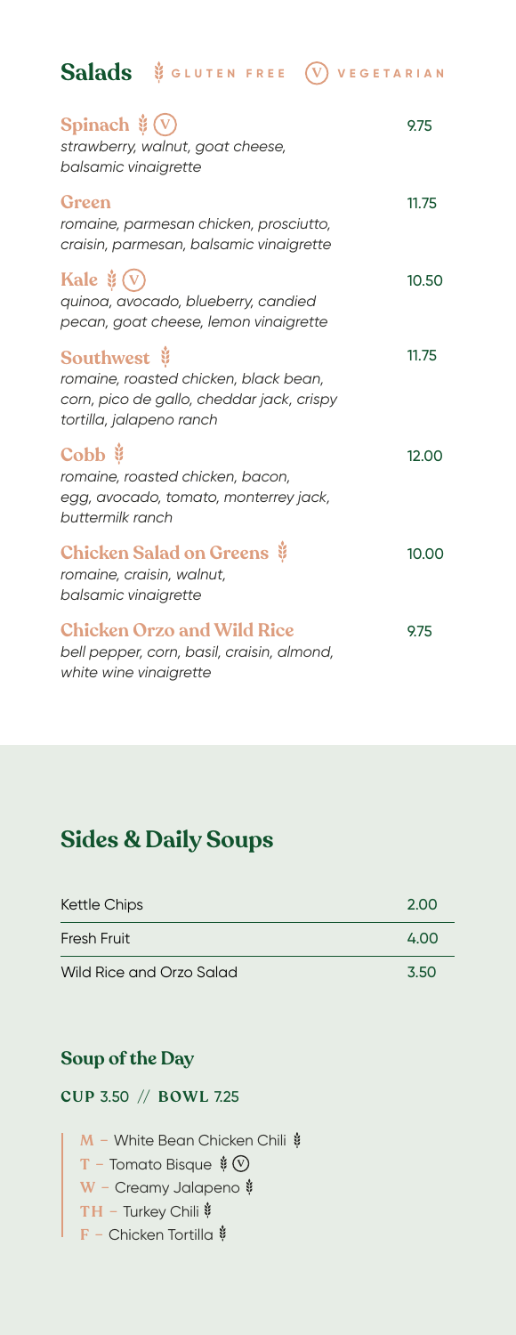## Salads

GLUTEN FREE · (V) VEGETARIAN

**Spinach** (GF) (V) — 9.75
*strawberry, walnut, goat cheese, balsamic vinaigrette*

**Green** — 11.75
*romaine, parmesan chicken, prosciutto, craisin, parmesan, balsamic vinaigrette*

**Kale** (GF) (V) — 10.50
*quinoa, avocado, blueberry, candied pecan, goat cheese, lemon vinaigrette*

**Southwest** (GF) — 11.75
*romaine, roasted chicken, black bean, corn, pico de gallo, cheddar jack, crispy tortilla, jalapeno ranch*

**Cobb** (GF) — 12.00
*romaine, roasted chicken, bacon, egg, avocado, tomato, monterrey jack, buttermilk ranch*

**Chicken Salad on Greens** (GF) — 10.00
*romaine, craisin, walnut, balsamic vinaigrette*

**Chicken Orzo and Wild Rice** — 9.75
*bell pepper, corn, basil, craisin, almond, white wine vinaigrette*

## Sides & Daily Soups

| Item | Price |
| --- | --- |
| Kettle Chips | 2.00 |
| Fresh Fruit | 4.00 |
| Wild Rice and Orzo Salad | 3.50 |

### Soup of the Day

**CUP** 3.50 // **BOWL** 7.25

- **M** – White Bean Chicken Chili (GF)
- **T** – Tomato Bisque (GF) (V)
- **W** – Creamy Jalapeno (GF)
- **TH** – Turkey Chili (GF)
- **F** – Chicken Tortilla (GF)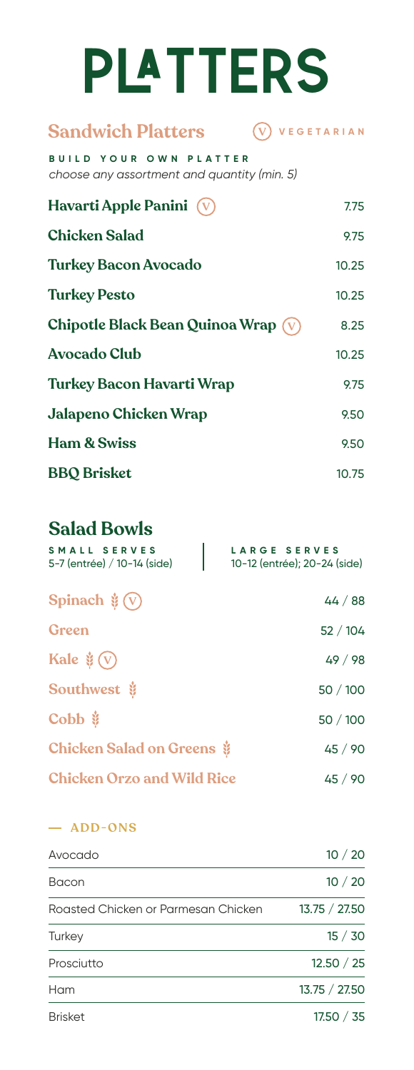# PLATTERS

## Sandwich Platters

(V) VEGETARIAN

**BUILD YOUR OWN PLATTER**

*choose any assortment and quantity (min. 5)*

| Item | Price |
| --- | --- |
| **Havarti Apple Panini** (V) | 7.75 |
| **Chicken Salad** | 9.75 |
| **Turkey Bacon Avocado** | 10.25 |
| **Turkey Pesto** | 10.25 |
| **Chipotle Black Bean Quinoa Wrap** (V) | 8.25 |
| **Avocado Club** | 10.25 |
| **Turkey Bacon Havarti Wrap** | 9.75 |
| **Jalapeno Chicken Wrap** | 9.50 |
| **Ham & Swiss** | 9.50 |
| **BBQ Brisket** | 10.75 |

## Salad Bowls

**SMALL SERVES** 5-7 (entrée) / 10-14 (side)

**LARGE SERVES** 10-12 (entrée); 20-24 (side)

| Item | Price |
| --- | --- |
| **Spinach** (V) | 44 / 88 |
| **Green** | 52 / 104 |
| **Kale** (V) | 49 / 98 |
| **Southwest** | 50 / 100 |
| **Cobb** | 50 / 100 |
| **Chicken Salad on Greens** | 45 / 90 |
| **Chicken Orzo and Wild Rice** | 45 / 90 |

### — ADD-ONS

| Item | Price |
| --- | --- |
| Avocado | 10 / 20 |
| Bacon | 10 / 20 |
| Roasted Chicken or Parmesan Chicken | 13.75 / 27.50 |
| Turkey | 15 / 30 |
| Prosciutto | 12.50 / 25 |
| Ham | 13.75 / 27.50 |
| Brisket | 17.50 / 35 |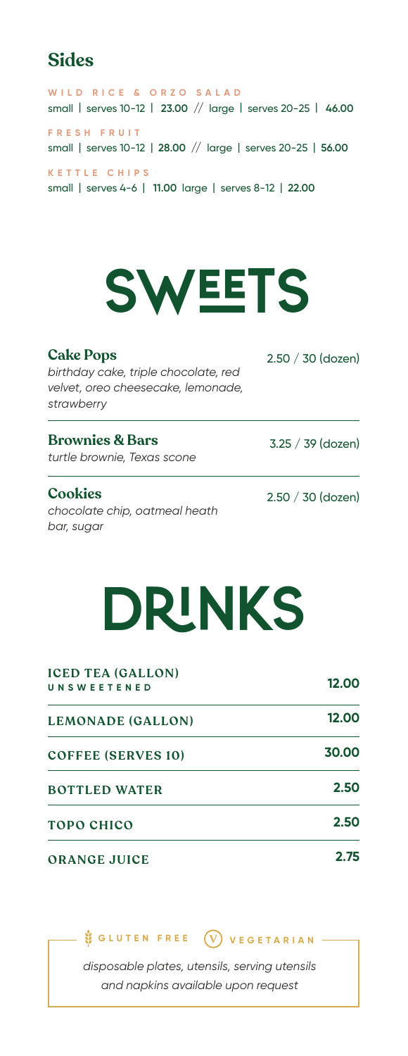## Sides

**WILD RICE & ORZO SALAD**
small | serves 10-12 | **23.00** // large | serves 20-25 | **46.00**

**FRESH FRUIT**
small | serves 10-12 | **28.00** // large | serves 20-25 | **56.00**

**KETTLE CHIPS**
small | serves 4-6 | **11.00** large | serves 8-12 | **22.00**

# SWEETS

**Cake Pops** — 2.50 / 30 (dozen)
*birthday cake, triple chocolate, red velvet, oreo cheesecake, lemonade, strawberry*

**Brownies & Bars** — 3.25 / 39 (dozen)
*turtle brownie, Texas scone*

**Cookies** — 2.50 / 30 (dozen)
*chocolate chip, oatmeal heath bar, sugar*

# DRINKS

| Item | Price |
| --- | --- |
| ICED TEA (GALLON) UNSWEETENED | 12.00 |
| LEMONADE (GALLON) | 12.00 |
| COFFEE (SERVES 10) | 30.00 |
| BOTTLED WATER | 2.50 |
| TOPO CHICO | 2.50 |
| ORANGE JUICE | 2.75 |

GLUTEN FREE (V) VEGETARIAN

*disposable plates, utensils, serving utensils and napkins available upon request*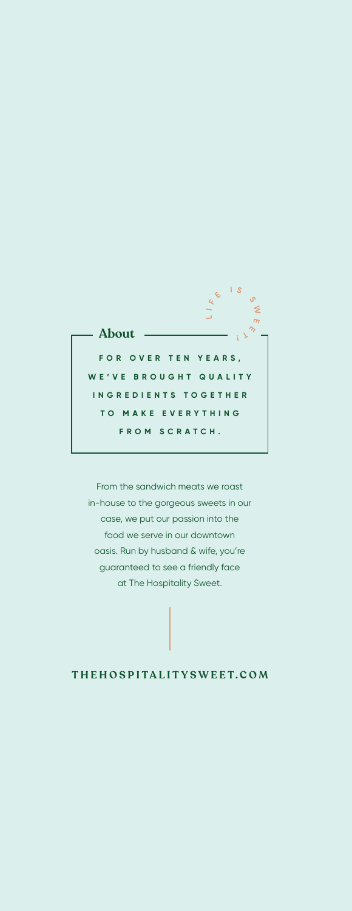LIFE IS SWEET!

## About

**FOR OVER TEN YEARS, WE'VE BROUGHT QUALITY INGREDIENTS TOGETHER TO MAKE EVERYTHING FROM SCRATCH.**

From the sandwich meats we roast in-house to the gorgeous sweets in our case, we put our passion into the food we serve in our downtown oasis. Run by husband & wife, you're guaranteed to see a friendly face at The Hospitality Sweet.

**THEHOSPITALITYSWEET.COM**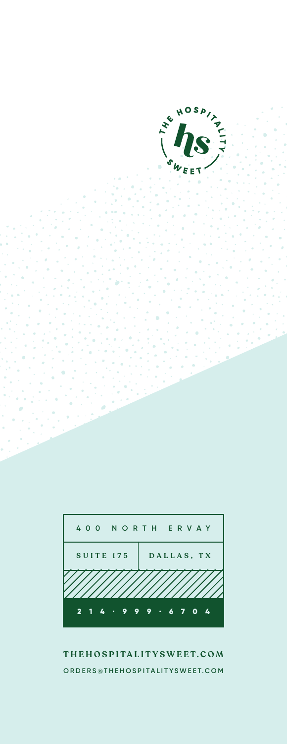THE HOSPITALITY SWEET

hs

| | |
|---|---|
| 400 NORTH ERVAY | |
| SUITE 175 | DALLAS, TX |
| | |
| 214 · 999 · 6704 | |

**THEHOSPITALITYSWEET.COM**

ORDERS@THEHOSPITALITYSWEET.COM